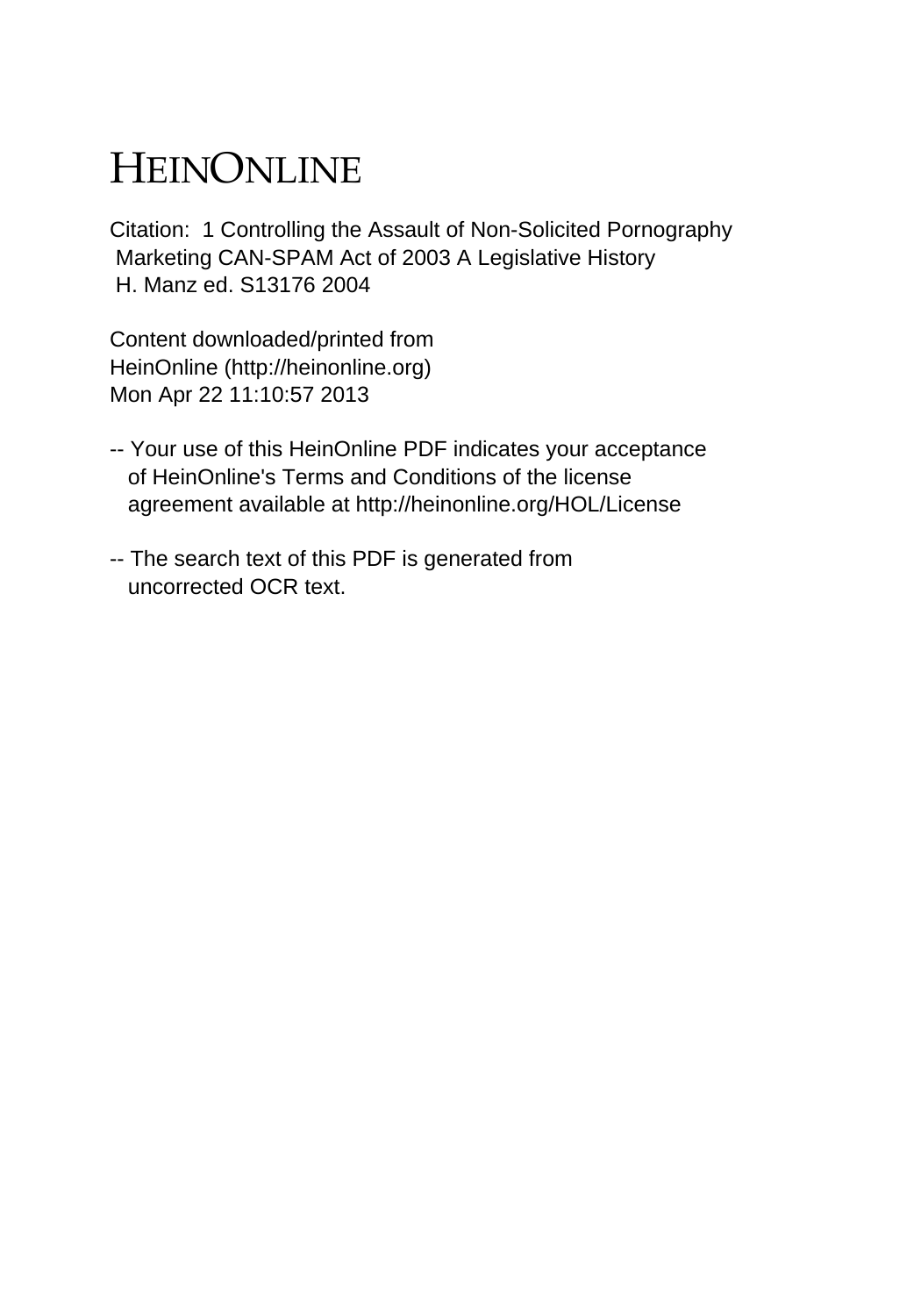# HEINONLINE

Citation: 1 Controlling the Assault of Non-Solicited Pornography Marketing CAN-SPAM Act of 2003 A Legislative History H. Manz ed. S13176 2004

Content downloaded/printed from
HeinOnline (http://heinonline.org)
Mon Apr 22 11:10:57 2013

-- Your use of this HeinOnline PDF indicates your acceptance of HeinOnline's Terms and Conditions of the license agreement available at http://heinonline.org/HOL/License

-- The search text of this PDF is generated from uncorrected OCR text.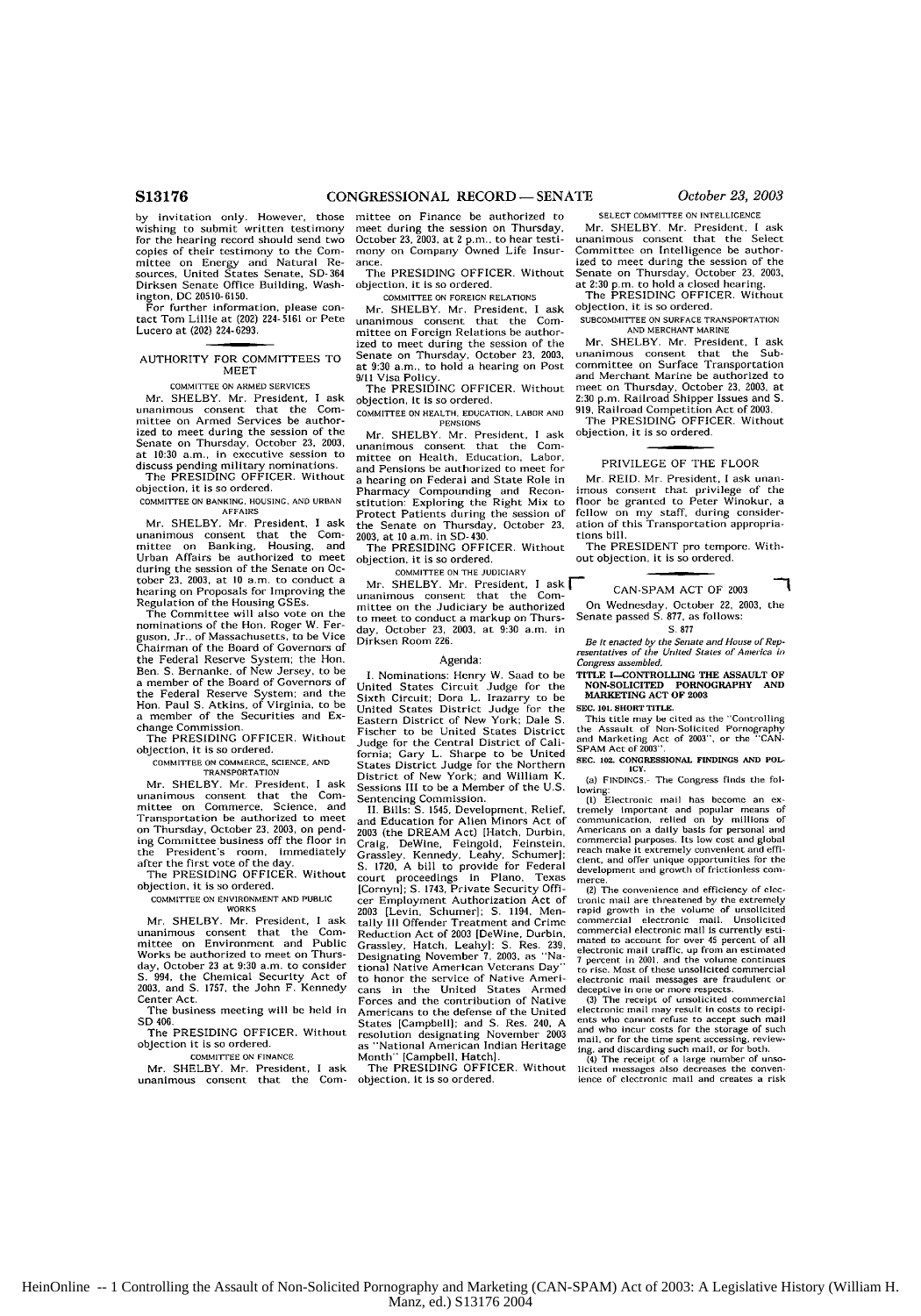by invitation only. However, those wishing to submit written testimony for the hearing record should send two copies of their testimony to the Committee on Energy and Natural Resources, United States Senate, SD-364 Dirksen Senate Office Building, Washington, DC 20510-6150.

For further information, please contact Tom Lillie at (202) 224-5161 or Pete Lucero at (202) 224-6293.

## AUTHORITY FOR COMMITTEES TO MEET

COMMITTEE ON ARMED SERVICES

Mr. SHELBY. Mr. President, I ask unanimous consent that the Committee on Armed Services be authorized to meet during the session of the Senate on Thursday, October 23, 2003, at 10:30 a.m., in executive session to discuss pending military nominations.

The PRESIDING OFFICER. Without objection, it is so ordered.

COMMITTEE ON BANKING, HOUSING, AND URBAN AFFAIRS

Mr. SHELBY. Mr. President, I ask unanimous consent that the Committee on Banking, Housing, and Urban Affairs be authorized to meet during the session of the Senate on October 23, 2003, at 10 a.m. to conduct a hearing on Proposals for Improving the Regulation of the Housing GSEs.

The Committee will also vote on the nominations of the Hon. Roger W. Ferguson, Jr., of Massachusetts, to be Vice Chairman of the Board of Governors of the Federal Reserve System; the Hon. Ben. S. Bernanke, of New Jersey, to be a member of the Board of Governors of the Federal Reserve System; and the Hon. Paul S. Atkins, of Virginia, to be a member of the Securities and Exchange Commission.

The PRESIDING OFFICER. Without objection, it is so ordered.

COMMITTEE ON COMMERCE, SCIENCE, AND TRANSPORTATION

Mr. SHELBY. Mr. President, I ask unanimous consent that the Committee on Commerce, Science, and Transportation be authorized to meet on Thursday, October 23, 2003, on pending Committee business off the floor in the President's room, immediately after the first vote of the day.

The PRESIDING OFFICER. Without objection, it is so ordered.

COMMITTEE ON ENVIRONMENT AND PUBLIC WORKS

Mr. SHELBY. Mr. President, I ask unanimous consent that the Committee on Environment and Public Works be authorized to meet on Thursday, October 23 at 9:30 a.m. to consider S. 994, the Chemical Security Act of 2003, and S. 1757, the John F. Kennedy Center Act.

The business meeting will be held in SD 406.

The PRESIDING OFFICER. Without objection it is so ordered.

COMMITTEE ON FINANCE

Mr. SHELBY. Mr. President, I ask unanimous consent that the Committee on Finance be authorized to meet during the session on Thursday, October 23, 2003, at 2 p.m., to hear testimony on Company Owned Life Insurance.

The PRESIDING OFFICER. Without objection, it is so ordered.

COMMITTEE ON FOREIGN RELATIONS

Mr. SHELBY. Mr. President, I ask unanimous consent that the Committee on Foreign Relations be authorized to meet during the session of the Senate on Thursday, October 23, 2003, at 9:30 a.m., to hold a hearing on Post 9/11 Visa Policy.

The PRESIDING OFFICER. Without objection, it is so ordered.

COMMITTEE ON HEALTH, EDUCATION, LABOR AND PENSIONS

Mr. SHELBY. Mr. President, I ask unanimous consent that the Committee on Health, Education, Labor, and Pensions be authorized to meet for a hearing on Federal and State Role in Pharmacy Compounding and Reconstitution: Exploring the Right Mix to Protect Patients during the session of the Senate on Thursday, October 23, 2003, at 10 a.m. in SD-430.

The PRESIDING OFFICER. Without objection, it is so ordered.

COMMITTEE ON THE JUDICIARY

Mr. SHELBY. Mr. President, I ask unanimous consent that the Committee on the Judiciary be authorized to meet to conduct a markup on Thursday, October 23, 2003, at 9:30 a.m. in Dirksen Room 226.

Agenda:

I. Nominations: Henry W. Saad to be United States Circuit Judge for the Sixth Circuit; Dora L. Irazarry to be United States District Judge for the Eastern District of New York; Dale S. Fischer to be United States District Judge for the Central District of California; Gary L. Sharpe to be United States District Judge for the Northern District of New York; and William K. Sessions III to be a Member of the U.S. Sentencing Commission.

II. Bills: S. 1545, Development, Relief, and Education for Alien Minors Act of 2003 (the DREAM Act) [Hatch, Durbin, Craig, DeWine, Feingold, Feinstein, Grassley, Kennedy, Leahy, Schumer]; S. 1720, A bill to provide for Federal court proceedings in Plano, Texas [Cornyn]; S. 1743, Private Security Officer Employment Authorization Act of 2003 [Levin, Schumer]; S. 1194, Mentally Ill Offender Treatment and Crime Reduction Act of 2003 [DeWine, Durbin, Grassley, Hatch, Leahy]; S. Res. 239, Designating November 7, 2003, as "National Native American Veterans Day" to honor the service of Native Americans in the United States Armed Forces and the contribution of Native Americans to the defense of the United States [Campbell]; and S. Res. 240, A resolution designating November 2003 as "National American Indian Heritage Month" [Campbell, Hatch].

The PRESIDING OFFICER. Without objection, it is so ordered.

SELECT COMMITTEE ON INTELLIGENCE

Mr. SHELBY. Mr. President, I ask unanimous consent that the Select Committee on Intelligence be authorized to meet during the session of the Senate on Thursday, October 23, 2003, at 2:30 p.m. to hold a closed hearing.

The PRESIDING OFFICER. Without objection, it is so ordered.

SUBCOMMITTEE ON SURFACE TRANSPORTATION AND MERCHANT MARINE

Mr. SHELBY. Mr. President, I ask unanimous consent that the Subcommittee on Surface Transportation and Merchant Marine be authorized to meet on Thursday, October 23, 2003, at 2:30 p.m. Railroad Shipper Issues and S. 919, Railroad Competition Act of 2003.

The PRESIDING OFFICER. Without objection, it is so ordered.

## PRIVILEGE OF THE FLOOR

Mr. REID. Mr. President, I ask unanimous consent that privilege of the floor be granted to Peter Winokur, a fellow on my staff, during consideration of this Transportation appropriations bill.

The PRESIDENT pro tempore. Without objection, it is so ordered.

## CAN-SPAM ACT OF 2003

On Wednesday, October 22, 2003, the Senate passed S. 877, as follows:

S. 877

*Be it enacted by the Senate and House of Representatives of the United States of America in Congress assembled,*

**TITLE I—CONTROLLING THE ASSAULT OF NON-SOLICITED PORNOGRAPHY AND MARKETING ACT OF 2003**

**SEC. 101. SHORT TITLE.**

This title may be cited as the "Controlling the Assault of Non-Solicited Pornography and Marketing Act of 2003", or the "CAN-SPAM Act of 2003".

**SEC. 102. CONGRESSIONAL FINDINGS AND POLICY.**

(a) FINDINGS.- The Congress finds the following:

(1) Electronic mail has become an extremely important and popular means of communication, relied on by millions of Americans on a daily basis for personal and commercial purposes. Its low cost and global reach make it extremely convenient and efficient, and offer unique opportunities for the development and growth of frictionless commerce.

(2) The convenience and efficiency of electronic mail are threatened by the extremely rapid growth in the volume of unsolicited commercial electronic mail. Unsolicited commercial electronic mail is currently estimated to account for over 45 percent of all electronic mail traffic, up from an estimated 7 percent in 2001, and the volume continues to rise. Most of these unsolicited commercial electronic mail messages are fraudulent or deceptive in one or more respects.

(3) The receipt of unsolicited commercial electronic mail may result in costs to recipients who cannot refuse to accept such mail and who incur costs for the storage of such mail, or for the time spent accessing, reviewing, and discarding such mail, or for both.

(4) The receipt of a large number of unsolicited messages also decreases the convenience of electronic mail and creates a risk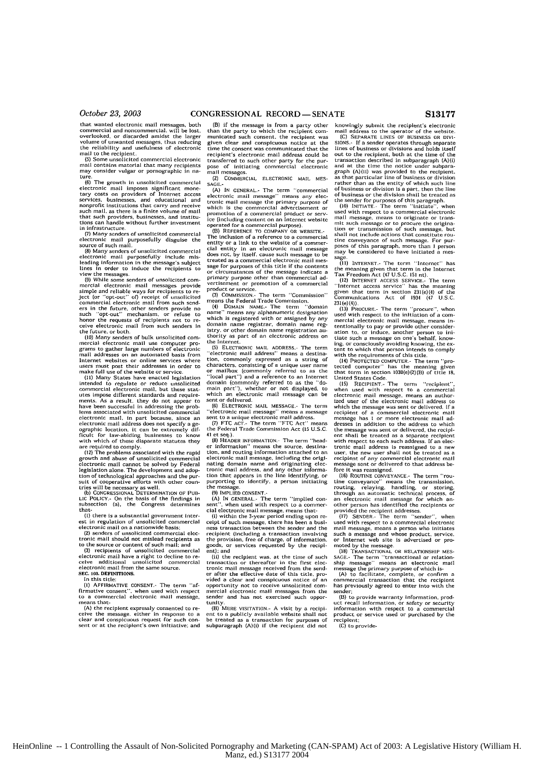that wanted electronic mail messages, both commercial and noncommercial, will be lost, overlooked, or discarded amidst the larger volume of unwanted messages, thus reducing the reliability and usefulness of electronic mail to the recipient.

(5) Some unsolicited commercial electronic mail contains material that many recipients may consider vulgar or pornographic in nature.

(6) The growth in unsolicited commercial electronic mail imposes significant monetary costs on providers of Internet access services, businesses, and educational and nonprofit institutions that carry and receive such mail, as there is a finite volume of mail that such providers, businesses, and institutions can handle without further investment in infrastructure.

(7) Many senders of unsolicited commercial electronic mail purposefully disguise the source of such mail.

(8) Many senders of unsolicited commercial electronic mail purposefully include misleading information in the message's subject lines in order to induce the recipients to view the messages.

(9) While some senders of unsolicited commercial electronic mail messages provide simple and reliable ways for recipients to reject (or "opt-out" of) receipt of unsolicited commercial electronic mail from such senders in the future, other senders provide no such "opt-out" mechanism, or refuse to honor the requests of recipients not to receive electronic mail from such senders in the future, or both.

(10) Many senders of bulk unsolicited commercial electronic mail use computer programs to gather large numbers of electronic mail addresses on an automated basis from Internet websites or online services where users must post their addresses in order to make full use of the website or service.

(11) Many States have enacted legislation intended to regulate or reduce unsolicited commercial electronic mail, but these statutes impose different standards and requirements. As a result, they do not appear to have been successful in addressing the problems associated with unsolicited commercial electronic mail, in part because, since an electronic mail address does not specify a geographic location, it can be extremely difficult for law-abiding businesses to know with which of these disparate statutes they are required to comply.

(12) The problems associated with the rapid growth and abuse of unsolicited commercial electronic mail cannot be solved by Federal legislation alone. The development and adoption of technological approaches and the pursuit of cooperative efforts with other countries will be necessary as well.

(b) CONGRESSIONAL DETERMINATION OF PUBLIC POLICY.- On the basis of the findings in subsection (a), the Congress determines that-

(1) there is a substantial government interest in regulation of unsolicited commercial electronic mail on a nationwide basis;

(2) senders of unsolicited commercial electronic mail should not mislead recipients as to the source or content of such mail; and

(3) recipients of unsolicited commercial electronic mail have a right to decline to receive additional unsolicited commercial electronic mail from the same source.

**SEC. 103. DEFINITIONS.**

In this title:

(1) AFFIRMATIVE CONSENT.- The term "affirmative consent", when used with respect to a commercial electronic mail message, means that-

(A) the recipient expressly consented to receive the message, either in response to a clear and conspicuous request for such consent or at the recipient's own initiative; and

(B) if the message is from a party other than the party to which the recipient communicated such consent, the recipient was given clear and conspicuous notice at the time the consent was communicated that the recipient's electronic mail address could be transferred to such other party for the purpose of initiating commercial electronic mail messages.

(2) COMMERCIAL ELECTRONIC MAIL MESSAGE.-

(A) IN GENERAL.- The term "commercial electronic mail message" means any electronic mail message the primary purpose of which is the commercial advertisement or promotion of a commercial product or service (including content on an Internet website operated for a commercial purpose).

(B) REFERENCE TO COMPANY OR WEBSITE.- The inclusion of a reference to a commercial entity or a link to the website of a commercial entity in an electronic mail message does not, by itself, cause such message to be treated as a commercial electronic mail message for purposes of this title if the contents or circumstances of the message indicate a primary purpose other than commercial advertisement or promotion of a commercial product or service.

(3) COMMISSION.- The term "Commission" means the Federal Trade Commission.

(4) DOMAIN NAME.- The term "domain name" means any alphanumeric designation which is registered with or assigned by any domain name registrar, domain name registry, or other domain name registration authority as part of an electronic address on the Internet.

(5) ELECTRONIC MAIL ADDRESS.- The term "electronic mail address" means a destination, commonly expressed as a string of characters, consisting of a unique user name or mailbox (commonly referred to as the "local part") and a reference to an Internet domain (commonly referred to as the "domain part"), whether or not displayed, to which an electronic mail message can be sent or delivered.

(6) ELECTRONIC MAIL MESSAGE.- The term "electronic mail message" means a message sent to a unique electronic mail address.

(7) FTC ACT.- The term "FTC Act" means the Federal Trade Commission Act (15 U.S.C. 41 et seq.).

(8) HEADER INFORMATION.- The term "header information" means the source, destination, and routing information attached to an electronic mail message, including the originating domain name and originating electronic mail address, and any other information that appears in the line identifying, or purporting to identify, a person initiating the message.

(9) IMPLIED CONSENT.-

(A) IN GENERAL.- The term "implied consent", when used with respect to a commercial electronic mail message, means that-

(i) within the 3-year period ending upon receipt of such message, there has been a business transaction between the sender and the recipient (including a transaction involving the provision, free of charge, of information, goods, or services requested by the recipient); and

(ii) the recipient was, at the time of such transaction or thereafter in the first electronic mail message received from the sender after the effective date of this title, provided a clear and conspicuous notice of an opportunity not to receive unsolicited commercial electronic mail messages from the sender and has not exercised such opportunity.

(B) MERE VISITATION.- A visit by a recipient to a publicly available website shall not be treated as a transaction for purposes of subparagraph (A)(i) if the recipient did not knowingly submit the recipient's electronic mail address to the operator of the website.

(C) SEPARATE LINES OF BUSINESS OR DIVISIONS.- If a sender operates through separate lines of business or divisions and holds itself out to the recipient, both at the time of the transaction described in subparagraph (A)(i) and at the time the notice under subparagraph (A)(ii) was provided to the recipient, as that particular line of business or division rather than as the entity of which such line of business or division is a part, then the line of business or the division shall be treated as the sender for purposes of this paragraph.

(10) INITIATE.- The term "initiate", when used with respect to a commercial electronic mail message, means to originate or transmit such message or to procure the origination or transmission of such message, but shall not include actions that constitute routine conveyance of such message. For purposes of this paragraph, more than 1 person may be considered to have initiated a message.

(11) INTERNET.- The term "Internet" has the meaning given that term in the Internet Tax Freedom Act (47 U.S.C. 151 nt).

(12) INTERNET ACCESS SERVICE.- The term "Internet access service" has the meaning given that term in section 231(e)(4) of the Communications Act of 1934 (47 U.S.C. 231(e)(4)).

(13) PROCURE.- The term "procure", when used with respect to the initiation of a commercial electronic mail message, means intentionally to pay or provide other consideration to, or induce, another person to initiate such a message on one's behalf, knowing, or consciously avoiding knowing, the extent to which that person intends to comply with the requirements of this title.

(14) PROTECTED COMPUTER.- The term "protected computer" has the meaning given that term in section 1030(e)(2)(B) of title 18, United States Code.

(15) RECIPIENT.- The term "recipient", when used with respect to a commercial electronic mail message, means an authorized user of the electronic mail address to which the message was sent or delivered. If a recipient of a commercial electronic mail message has 1 or more electronic mail addresses in addition to the address to which the message was sent or delivered, the recipient shall be treated as a separate recipient with respect to each such address. If an electronic mail address is reassigned to a new user, the new user shall not be treated as a recipient of any commercial electronic mail message sent or delivered to that address before it was reassigned.

(16) ROUTINE CONVEYANCE.- The term "routine conveyance" means the transmission, routing, relaying, handling, or storing, through an automatic technical process, of an electronic mail message for which another person has identified the recipients or provided the recipient addresses.

(17) SENDER.- The term "sender", when used with respect to a commercial electronic mail message, means a person who initiates such a message and whose product, service, or Internet web site is advertised or promoted by the message.

(18) TRANSACTIONAL OR RELATIONSHIP MESSAGE.- The term "transactional or relationship message" means an electronic mail message the primary purpose of which is-

(A) to facilitate, complete, or confirm a commercial transaction that the recipient has previously agreed to enter into with the sender;

(B) to provide warranty information, product recall information, or safety or security information with respect to a commercial product or service used or purchased by the recipient;

(C) to provide-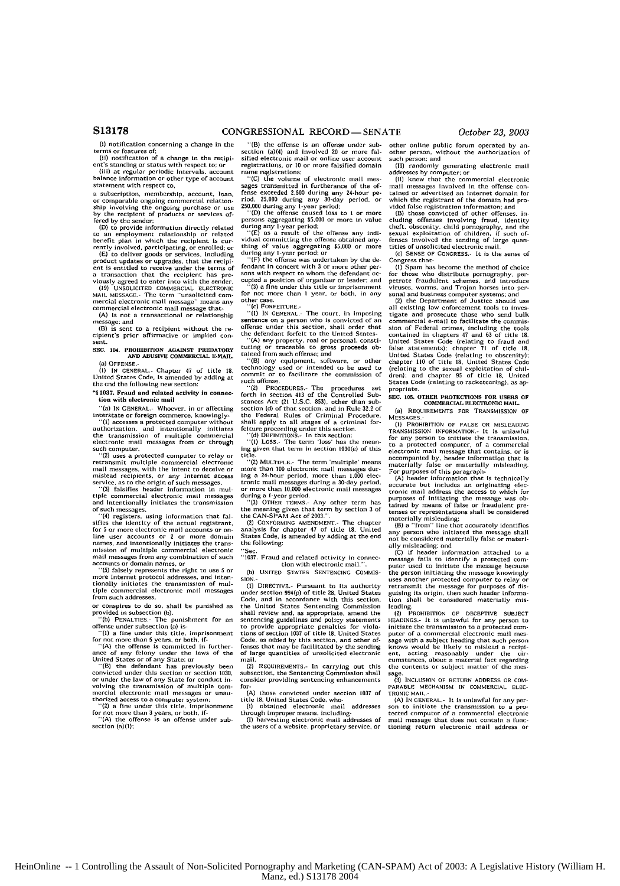(i) notification concerning a change in the terms or features of;

(ii) notification of a change in the recipient's standing or status with respect to; or

(iii) at regular periodic intervals, account balance information or other type of account statement with respect to,

a subscription, membership, account, loan, or comparable ongoing commercial relationship involving the ongoing purchase or use by the recipient of products or services offered by the sender;

(D) to provide information directly related to an employment relationship or related benefit plan in which the recipient is currently involved, participating, or enrolled; or

(E) to deliver goods or services, including product updates or upgrades, that the recipient is entitled to receive under the terms of a transaction that the recipient has previously agreed to enter into with the sender.

(19) UNSOLICITED COMMERCIAL ELECTRONIC MAIL MESSAGE.- The term "unsolicited commercial electronic mail message" means any commercial electronic mail message that-

(A) is not a transactional or relationship message; and

(B) is sent to a recipient without the recipient's prior affirmative or implied consent.

## SEC. 104. PROHIBITION AGAINST PREDATORY AND ABUSIVE COMMERCIAL E-MAIL.

(a) OFFENSE.-

(1) IN GENERAL.- Chapter 47 of title 18, United States Code, is amended by adding at the end the following new section:

**"§ 1037. Fraud and related activity in connection with electronic mail**

"(a) IN GENERAL.- Whoever, in or affecting interstate or foreign commerce, knowingly-

"(1) accesses a protected computer without authorization, and intentionally initiates the transmission of multiple commercial electronic mail messages from or through such computer,

"(2) uses a protected computer to relay or retransmit multiple commercial electronic mail messages, with the intent to deceive or mislead recipients, or any Internet access service, as to the origin of such messages,

"(3) falsifies header information in multiple commercial electronic mail messages and intentionally initiates the transmission of such messages,

"(4) registers, using information that falsifies the identity of the actual registrant, for 5 or more electronic mail accounts or online user accounts or 2 or more domain names, and intentionally initiates the transmission of multiple commercial electronic mail messages from any combination of such accounts or domain names, or

"(5) falsely represents the right to use 5 or more Internet protocol addresses, and intentionally initiates the transmission of multiple commercial electronic mail messages from such addresses,

or conspires to do so, shall be punished as provided in subsection (b).

"(b) PENALTIES.- The punishment for an offense under subsection (a) is-

"(1) a fine under this title, imprisonment for not more than 5 years, or both, if-

"(A) the offense is committed in furtherance of any felony under the laws of the United States or of any State; or

"(B) the defendant has previously been convicted under this section or section 1030, or under the law of any State for conduct involving the transmission of multiple commercial electronic mail messages or unauthorized access to a computer system;

"(2) a fine under this title, imprisonment for not more than 3 years, or both, if-

"(A) the offense is an offense under subsection (a)(1);

"(B) the offense is an offense under subsection (a)(4) and involved 20 or more falsified electronic mail or online user account registrations, or 10 or more falsified domain name registrations;

"(C) the volume of electronic mail messages transmitted in furtherance of the offense exceeded 2,500 during any 24-hour period, 25,000 during any 30-day period, or 250,000 during any 1-year period;

"(D) the offense caused loss to 1 or more persons aggregating $5,000 or more in value during any 1-year period;

"(E) as a result of the offense any individual committing the offense obtained anything of value aggregating $5,000 or more during any 1-year period; or

"(F) the offense was undertaken by the defendant in concert with 3 or more other persons with respect to whom the defendant occupied a position of organizer or leader; and

"(3) a fine under this title or imprisonment for not more than 1 year, or both, in any other case.

"(c) FORFEITURE.-

"(1) IN GENERAL.- The court, in imposing sentence on a person who is convicted of an offense under this section, shall order that the defendant forfeit to the United States-

"(A) any property, real or personal, constituting or traceable to gross proceeds obtained from such offense; and

"(B) any equipment, software, or other technology used or intended to be used to commit or to facilitate the commission of such offense.

"(2) PROCEDURES.- The procedures set forth in section 413 of the Controlled Substances Act (21 U.S.C. 853), other than subsection (d) of that section, and in Rule 32.2 of the Federal Rules of Criminal Procedure, shall apply to all stages of a criminal forfeiture proceeding under this section.

"(d) DEFINITIONS.- In this section:

"(1) LOSS.- The term 'loss' has the meaning given that term in section 1030(e) of this title.

"(2) MULTIPLE.- The term 'multiple' means more than 100 electronic mail messages during a 24-hour period, more than 1,000 electronic mail messages during a 30-day period, or more than 10,000 electronic mail messages during a 1-year period.

"(3) OTHER TERMS.- Any other term has the meaning given that term by section 3 of the CAN-SPAM Act of 2003.".

(2) CONFORMING AMENDMENT.- The chapter analysis for chapter 47 of title 18, United States Code, is amended by adding at the end the following:

"Sec.

"1037. Fraud and related activity in connection with electronic mail.".

(b) UNITED STATES SENTENCING COMMISSION.-

(1) DIRECTIVE.- Pursuant to its authority under section 994(p) of title 28, United States Code, and in accordance with this section, the United States Sentencing Commission shall review and, as appropriate, amend the sentencing guidelines and policy statements to provide appropriate penalties for violations of section 1037 of title 18, United States Code, as added by this section, and other offenses that may be facilitated by the sending of large quantities of unsolicited electronic mail.

(2) REQUIREMENTS.- In carrying out this subsection, the Sentencing Commission shall consider providing sentencing enhancements for-

(A) those convicted under section 1037 of title 18, United States Code, who-

(i) obtained electronic mail addresses through improper means, including-

(I) harvesting electronic mail addresses of the users of a website, proprietary service, or other online public forum operated by another person, without the authorization of such person; and

(II) randomly generating electronic mail addresses by computer; or

(ii) knew that the commercial electronic mail messages involved in the offense contained or advertised an Internet domain for which the registrant of the domain had provided false registration information; and

(B) those convicted of other offenses, including offenses involving fraud, identity theft, obscenity, child pornography, and the sexual exploitation of children, if such offenses involved the sending of large quantities of unsolicited electronic mail.

(c) SENSE OF CONGRESS.- It is the sense of Congress that-

(1) Spam has become the method of choice for those who distribute pornography, perpetrate fraudulent schemes, and introduce viruses, worms, and Trojan horses into personal and business computer systems; and

(2) the Department of Justice should use all existing law enforcement tools to investigate and prosecute those who send bulk commercial e-mail to facilitate the commission of Federal crimes, including the tools contained in chapters 47 and 63 of title 18, United States Code (relating to fraud and false statements); chapter 71 of title 18, United States Code (relating to obscenity); chapter 110 of title 18, United States Code (relating to the sexual exploitation of children); and chapter 95 of title 18, United States Code (relating to racketeering), as appropriate.

## SEC. 105. OTHER PROTECTIONS FOR USERS OF COMMERCIAL ELECTRONIC MAIL.

(a) REQUIREMENTS FOR TRANSMISSION OF MESSAGES.-

(1) PROHIBITION OF FALSE OR MISLEADING TRANSMISSION INFORMATION.- It is unlawful for any person to initiate the transmission, to a protected computer, of a commercial electronic mail message that contains, or is accompanied by, header information that is materially false or materially misleading. For purposes of this paragraph-

(A) header information that is technically accurate but includes an originating electronic mail address the access to which for purposes of initiating the message was obtained by means of false or fraudulent pretenses or representations shall be considered materially misleading;

(B) a "from" line that accurately identifies any person who initiated the message shall not be considered materially false or materially misleading; and

(C) if header information attached to a message fails to identify a protected computer used to initiate the message because the person initiating the message knowingly uses another protected computer to relay or retransmit the message for purposes of disguising its origin, then such header information shall be considered materially misleading.

(2) PROHIBITION OF DECEPTIVE SUBJECT HEADINGS.- It is unlawful for any person to initiate the transmission to a protected computer of a commercial electronic mail message with a subject heading that such person knows would be likely to mislead a recipient, acting reasonably under the circumstances, about a material fact regarding the contents or subject matter of the message.

(3) INCLUSION OF RETURN ADDRESS OR COMPARABLE MECHANISM IN COMMERCIAL ELECTRONIC MAIL.-

(A) IN GENERAL.- It is unlawful for any person to initiate the transmission to a protected computer of a commercial electronic mail message that does not contain a functioning return electronic mail address or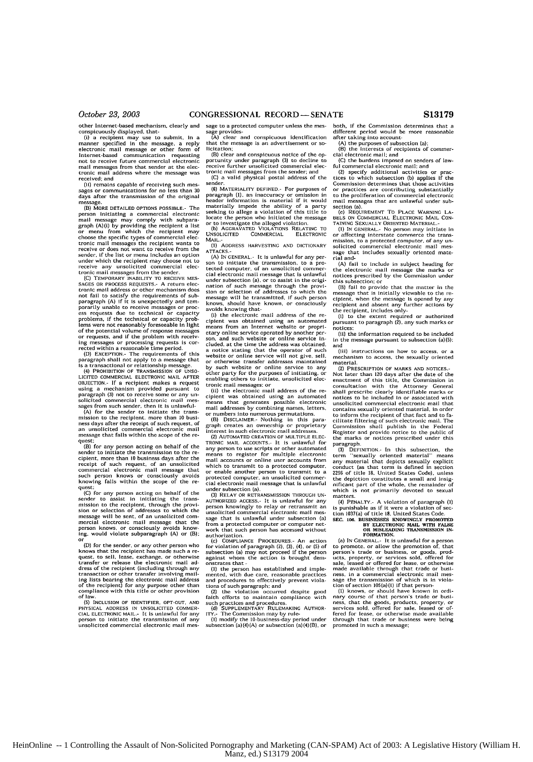other Internet-based mechanism, clearly and conspicuously displayed, that-

(i) a recipient may use to submit, in a manner specified in the message, a reply electronic mail message or other form of Internet-based communication requesting not to receive future commercial electronic mail messages from that sender at the electronic mail address where the message was received; and

(ii) remains capable of receiving such messages or communications for no less than 30 days after the transmission of the original message.

(B) MORE DETAILED OPTIONS POSSIBLE.- The person initiating a commercial electronic mail message may comply with subparagraph (A)(i) by providing the recipient a list or menu from which the recipient may choose the specific types of commercial electronic mail messages the recipient wants to receive or does not want to receive from the sender, if the list or menu includes an option under which the recipient may choose not to receive any unsolicited commercial electronic mail messages from the sender.

(C) TEMPORARY INABILITY TO RECEIVE MESSAGES OR PROCESS REQUESTS.- A return electronic mail address or other mechanism does not fail to satisfy the requirements of subparagraph (A) if it is unexpectedly and temporarily unable to receive messages or process requests due to technical or capacity problems, if the technical or capacity problems were not reasonably foreseeable in light of the potential volume of response messages or requests, and if the problem with receiving messages or processing requests is corrected within a reasonable time period.

(D) EXCEPTION.- The requirements of this paragraph shall not apply to a message that is a transactional or relationship message.

(4) PROHIBITION OF TRANSMISSION OF UNSOLICITED COMMERCIAL ELECTRONIC MAIL AFTER OBJECTION.- If a recipient makes a request using a mechanism provided pursuant to paragraph (3) not to receive some or any unsolicited commercial electronic mail messages from such sender, then it is unlawful-

(A) for the sender to initiate the transmission to the recipient, more than 10 business days after the receipt of such request, of an unsolicited commercial electronic mail message that falls within the scope of the request;

(B) for any person acting on behalf of the sender to initiate the transmission to the recipient, more than 10 business days after the receipt of such request, of an unsolicited commercial electronic mail message that such person knows or consciously avoids knowing falls within the scope of the request;

(C) for any person acting on behalf of the sender to assist in initiating the transmission to the recipient, through the provision or selection of addresses to which the message will be sent, of an unsolicited commercial electronic mail message that the person knows, or consciously avoids knowing, would violate subparagraph (A) or (B); or

(D) for the sender, or any other person who knows that the recipient has made such a request, to sell, lease, exchange, or otherwise transfer or release the electronic mail address of the recipient (including through any transaction or other transfer involving mailing lists bearing the electronic mail address of the recipient) for any purpose other than compliance with this title or other provision of law.

(5) INCLUSION OF IDENTIFIER, OPT-OUT, AND PHYSICAL ADDRESS IN UNSOLICITED COMMERCIAL ELECTRONIC MAIL.- It is unlawful for any person to initiate the transmission of any unsolicited commercial electronic mail message to a protected computer unless the message provides-

(A) clear and conspicuous identification that the message is an advertisement or solicitation;

(B) clear and conspicuous notice of the opportunity under paragraph (3) to decline to receive further unsolicited commercial electronic mail messages from the sender; and

(C) a valid physical postal address of the sender.

(6) MATERIALITY DEFINED.- For purposes of paragraph (1), an inaccuracy or omission in header information is material if it would materially impede the ability of a party seeking to allege a violation of this title to locate the person who initiated the message or to investigate the alleged violation.

(b) AGGRAVATED VIOLATIONS RELATING TO UNSOLICITED COMMERCIAL ELECTRONIC MAIL.-

(1) ADDRESS HARVESTING AND DICTIONARY ATTACKS.-

(A) IN GENERAL.- It is unlawful for any person to initiate the transmission, to a protected computer, of an unsolicited commercial electronic mail message that is unlawful under subsection (a), or to assist in the origination of such message through the provision or selection of addresses to which the message will be transmitted, if such person knows, should have known, or consciously avoids knowing that-

(i) the electronic mail address of the recipient was obtained using an automated means from an Internet website or proprietary online service operated by another person, and such website or online service included, at the time the address was obtained, a notice stating that the operator of such website or online service will not give, sell, or otherwise transfer addresses maintained by such website or online service to any other party for the purposes of initiating, or enabling others to initiate, unsolicited electronic mail messages; or

(ii) the electronic mail address of the recipient was obtained using an automated means that generates possible electronic mail addresses by combining names, letters, or numbers into numerous permutations.

(B) DISCLAIMER.- Nothing in this paragraph creates an ownership or proprietary interest in such electronic mail addresses.

(2) AUTOMATED CREATION OF MULTIPLE ELECTRONIC MAIL ACCOUNTS.- It is unlawful for any person to use scripts or other automated means to register for multiple electronic mail accounts or online user accounts from which to transmit to a protected computer, or enable another person to transmit to a protected computer, an unsolicited commercial electronic mail message that is unlawful under subsection (a).

(3) RELAY OR RETRANSMISSION THROUGH UNAUTHORIZED ACCESS.- It is unlawful for any person knowingly to relay or retransmit an unsolicited commercial electronic mail message that is unlawful under subsection (a) from a protected computer or computer network that such person has accessed without authorization.

(c) COMPLIANCE PROCEDURES.- An action for violation of paragraph (2), (3), (4), or (5) of subsection (a) may not proceed if the person against whom the action is brought demonstrates that -

(1) the person has established and implemented, with due care, reasonable practices and procedures to effectively prevent violations of such paragraph; and

(2) the violation occurred despite good faith efforts to maintain compliance with such practices and procedures.

(d) SUPPLEMENTARY RULEMAKING AUTHORITY.- The Commission may by rule-

(1) modify the 10-business-day period under subsection (a)(4)(A) or subsection (a)(4)(B), or both, if the Commission determines that a different period would be more reasonable after taking into account-

(A) the purposes of subsection (a);

(B) the interests of recipients of commercial electronic mail; and

(C) the burdens imposed on senders of lawful commercial electronic mail; and

(2) specify additional activities or practices to which subsection (b) applies if the Commission determines that those activities or practices are contributing substantially to the proliferation of commercial electronic mail messages that are unlawful under subsection (a).

(e) REQUIREMENT TO PLACE WARNING LABELS ON COMMERCIAL ELECTRONIC MAIL CONTAINING SEXUALLY ORIENTED MATERIAL.-

(1) IN GENERAL.- No person may initiate in or affecting interstate commerce the transmission, to a protected computer, of any unsolicited commercial electronic mail message that includes sexually oriented material and-

(A) fail to include in subject heading for the electronic mail message the marks or notices prescribed by the Commission under this subsection; or

(B) fail to provide that the matter in the message that is initially viewable to the recipient, when the message is opened by any recipient and absent any further actions by the recipient, includes only-

(i) to the extent required or authorized pursuant to paragraph (2), any such marks or notices;

(ii) the information required to be included in the message pursuant to subsection (a)(5); and

(iii) instructions on how to access, or a mechanism to access, the sexually oriented material.

(2) PRESCRIPTION OF MARKS AND NOTICES.- Not later than 120 days after the date of the enactment of this title, the Commission in consultation with the Attorney General shall prescribe clearly identifiable marks or notices to be included in or associated with unsolicited commercial electronic mail that contains sexually oriented material, in order to inform the recipient of that fact and to facilitate filtering of such electronic mail. The Commission shall publish in the Federal Register and provide notice to the public of the marks or notices prescribed under this paragraph.

(3) DEFINITION.- In this subsection, the term "sexually oriented material" means any material that depicts sexually explicit conduct (as that term is defined in section 2256 of title 18, United States Code), unless the depiction constitutes a small and insignificant part of the whole, the remainder of which is not primarily devoted to sexual matters.

(4) PENALTY.- A violation of paragraph (1) is punishable as if it were a violation of section 1037(a) of title 18, United States Code.

**SEC. 106. BUSINESSES KNOWINGLY PROMOTED BY ELECTRONIC MAIL WITH FALSE OR MISLEADING TRANSMISSION INFORMATION.**

(a) IN GENERAL.- It is unlawful for a person to promote, or allow the promotion of, that person's trade or business, or goods, products, property, or services sold, offered for sale, leased or offered for lease, or otherwise made available through that trade or business, in a commercial electronic mail message the transmission of which is in violation of section 105(a)(1) if that person-

(1) knows, or should have known in ordinary course of that person's trade or business, that the goods, products, property, or services sold, offered for sale, leased or offered for lease, or otherwise made available through that trade or business were being promoted in such a message;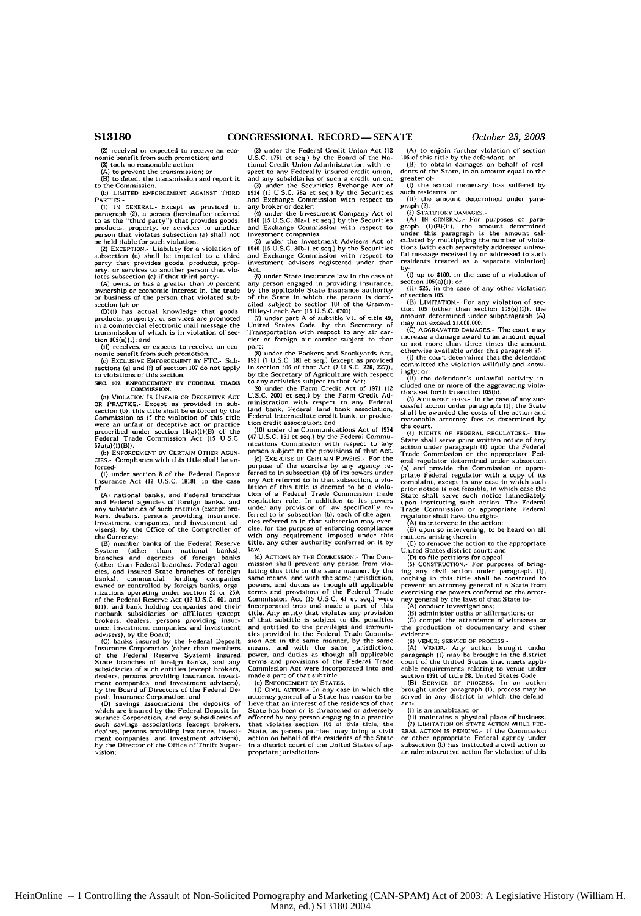(2) received or expected to receive an economic benefit from such promotion; and

(3) took no reasonable action-

(A) to prevent the transmission; or

(B) to detect the transmission and report it to the Commission.

(b) LIMITED ENFORCEMENT AGAINST THIRD PARTIES.-

(1) IN GENERAL.- Except as provided in paragraph (2), a person (hereinafter referred to as the "third party") that provides goods, products, property, or services to another person that violates subsection (a) shall not be held liable for such violation.

(2) EXCEPTION.- Liability for a violation of subsection (a) shall be imputed to a third party that provides goods, products, property, or services to another person that violates subsection (a) if that third party-

(A) owns, or has a greater than 50 percent ownership or economic interest in, the trade or business of the person that violated subsection (a); or

(B)(i) has actual knowledge that goods, products, property, or services are promoted in a commercial electronic mail message the transmission of which is in violation of section 105(a)(1); and

(ii) receives, or expects to receive, an economic benefit from such promotion.

(c) EXCLUSIVE ENFORCEMENT BY FTC.- Subsections (e) and (f) of section 107 do not apply to violations of this section.

## SEC. 107. ENFORCEMENT BY FEDERAL TRADE COMMISSION.

(a) VIOLATION IS UNFAIR OR DECEPTIVE ACT OR PRACTICE.- Except as provided in subsection (b), this title shall be enforced by the Commission as if the violation of this title were an unfair or deceptive act or practice proscribed under section 18(a)(1)(B) of the Federal Trade Commission Act (15 U.S.C. 57a(a)(1)(B)).

(b) ENFORCEMENT BY CERTAIN OTHER AGENCIES.- Compliance with this title shall be enforced-

(1) under section 8 of the Federal Deposit Insurance Act (12 U.S.C. 1818), in the case of-

(A) national banks, and Federal branches and Federal agencies of foreign banks, and any subsidiaries of such entities (except brokers, dealers, persons providing insurance, investment companies, and investment advisers), by the Office of the Comptroller of the Currency;

(B) member banks of the Federal Reserve System (other than national banks), branches and agencies of foreign banks (other than Federal branches, Federal agencies, and insured State branches of foreign banks), commercial lending companies owned or controlled by foreign banks, organizations operating under section 25 or 25A of the Federal Reserve Act (12 U.S.C. 601 and 611), and bank holding companies and their nonbank subsidiaries or affiliates (except brokers, dealers, persons providing insurance, investment companies, and investment advisers), by the Board;

(C) banks insured by the Federal Deposit Insurance Corporation (other than members of the Federal Reserve System) insured State branches of foreign banks, and any subsidiaries of such entities (except brokers, dealers, persons providing insurance, investment companies, and investment advisers), by the Board of Directors of the Federal Deposit Insurance Corporation; and

(D) savings associations the deposits of which are insured by the Federal Deposit Insurance Corporation, and any subsidiaries of such savings associations (except brokers, dealers, persons providing insurance, investment companies, and investment advisers), by the Director of the Office of Thrift Supervision;

(2) under the Federal Credit Union Act (12 U.S.C. 1751 et seq.) by the Board of the National Credit Union Administration with respect to any Federally insured credit union, and any subsidiaries of such a credit union;

(3) under the Securities Exchange Act of 1934 (15 U.S.C. 78a et seq.) by the Securities and Exchange Commission with respect to any broker or dealer;

(4) under the Investment Company Act of 1940 (15 U.S.C. 80a-1 et seq.) by the Securities and Exchange Commission with respect to investment companies;

(5) under the Investment Advisers Act of 1940 (15 U.S.C. 80b-1 et seq.) by the Securities and Exchange Commission with respect to investment advisers registered under that Act;

(6) under State insurance law in the case of any person engaged in providing insurance, by the applicable State insurance authority of the State in which the person is domiciled, subject to section 104 of the Gramm-Bliley-Leach Act (15 U.S.C. 6701);

(7) under part A of subtitle VII of title 49, United States Code, by the Secretary of Transportation with respect to any air carrier or foreign air carrier subject to that part;

(8) under the Packers and Stockyards Act, 1921 (7 U.S.C. 181 et seq.) (except as provided in section 406 of that Act (7 U.S.C. 226, 227)), by the Secretary of Agriculture with respect to any activities subject to that Act;

(9) under the Farm Credit Act of 1971 (12 U.S.C. 2001 et seq.) by the Farm Credit Administration with respect to any Federal land bank, Federal land bank association, Federal intermediate credit bank, or production credit association; and

(10) under the Communications Act of 1934 (47 U.S.C. 151 et seq.) by the Federal Communications Commission with respect to any person subject to the provisions of that Act.

(c) EXERCISE OF CERTAIN POWERS.- For the purpose of the exercise by any agency referred to in subsection (b) of its powers under any Act referred to in that subsection, a violation of this title is deemed to be a violation of a Federal Trade Commission trade regulation rule. In addition to its powers under any provision of law specifically referred to in subsection (b), each of the agencies referred to in that subsection may exercise, for the purpose of enforcing compliance with any requirement imposed under this title, any other authority conferred on it by law.

(d) ACTIONS BY THE COMMISSION.- The Commission shall prevent any person from violating this title in the same manner, by the same means, and with the same jurisdiction, powers, and duties as though all applicable terms and provisions of the Federal Trade Commission Act (15 U.S.C. 41 et seq.) were incorporated into and made a part of this title. Any entity that violates any provision of that subtitle is subject to the penalties and entitled to the privileges and immunities provided in the Federal Trade Commission Act in the same manner, by the same means, and with the same jurisdiction, power, and duties as though all applicable terms and provisions of the Federal Trade Commission Act were incorporated into and made a part of that subtitle.

(e) ENFORCEMENT BY STATES.-

(1) CIVIL ACTION.- In any case in which the attorney general of a State has reason to believe that an interest of the residents of that State has been or is threatened or adversely affected by any person engaging in a practice that violates section 105 of this title, the State, as parens patriae, may bring a civil action on behalf of the residents of the State in a district court of the United States of appropriate jurisdiction-

(A) to enjoin further violation of section 105 of this title by the defendant; or

(B) to obtain damages on behalf of residents of the State, in an amount equal to the greater of-

(i) the actual monetary loss suffered by such residents; or

(ii) the amount determined under paragraph (2).

(2) STATUTORY DAMAGES.-

(A) IN GENERAL.- For purposes of paragraph (1)(B)(ii), the amount determined under this paragraph is the amount calculated by multiplying the number of violations (with each separately addressed unlawful message received by or addressed to such residents treated as a separate violation) by-

(i) up to $100, in the case of a violation of section 105(a)(1); or

(ii) $25, in the case of any other violation of section 105.

(B) LIMITATION.- For any violation of section 105 (other than section 105(a)(1)), the amount determined under subparagraph (A) may not exceed $1,000,000.

(C) AGGRAVATED DAMAGES.- The court may increase a damage award to an amount equal to not more than three times the amount otherwise available under this paragraph if-

(i) the court determines that the defendant committed the violation willfully and knowingly; or

(ii) the defendant's unlawful activity included one or more of the aggravating violations set forth in section 105(b).

(3) ATTORNEY FEES.- In the case of any successful action under paragraph (1), the State shall be awarded the costs of the action and reasonable attorney fees as determined by the court.

(4) RIGHTS OF FEDERAL REGULATORS.- The State shall serve prior written notice of any action under paragraph (1) upon the Federal Trade Commission or the appropriate Federal regulator determined under subsection (b) and provide the Commission or appropriate Federal regulator with a copy of its complaint, except in any case in which such prior notice is not feasible, in which case the State shall serve such notice immediately upon instituting such action. The Federal Trade Commission or appropriate Federal regulator shall have the right-

(A) to intervene in the action;

(B) upon so intervening, to be heard on all matters arising therein;

(C) to remove the action to the appropriate United States district court; and

(D) to file petitions for appeal.

(5) CONSTRUCTION.- For purposes of bringing any civil action under paragraph (1), nothing in this title shall be construed to prevent an attorney general of a State from exercising the powers conferred on the attorney general by the laws of that State to-

(A) conduct investigations;

(B) administer oaths or affirmations; or

(C) compel the attendance of witnesses or the production of documentary and other evidence.

(6) VENUE; SERVICE OF PROCESS.-

(A) VENUE.- Any action brought under paragraph (1) may be brought in the district court of the United States that meets applicable requirements relating to venue under section 1391 of title 28, United States Code.

(B) SERVICE OF PROCESS.- In an action brought under paragraph (1), process may be served in any district in which the defendant-

(i) is an inhabitant; or

(ii) maintains a physical place of business.

(7) LIMITATION ON STATE ACTION WHILE FEDERAL ACTION IS PENDING.- If the Commission or other appropriate Federal agency under subsection (b) has instituted a civil action or an administrative action for violation of this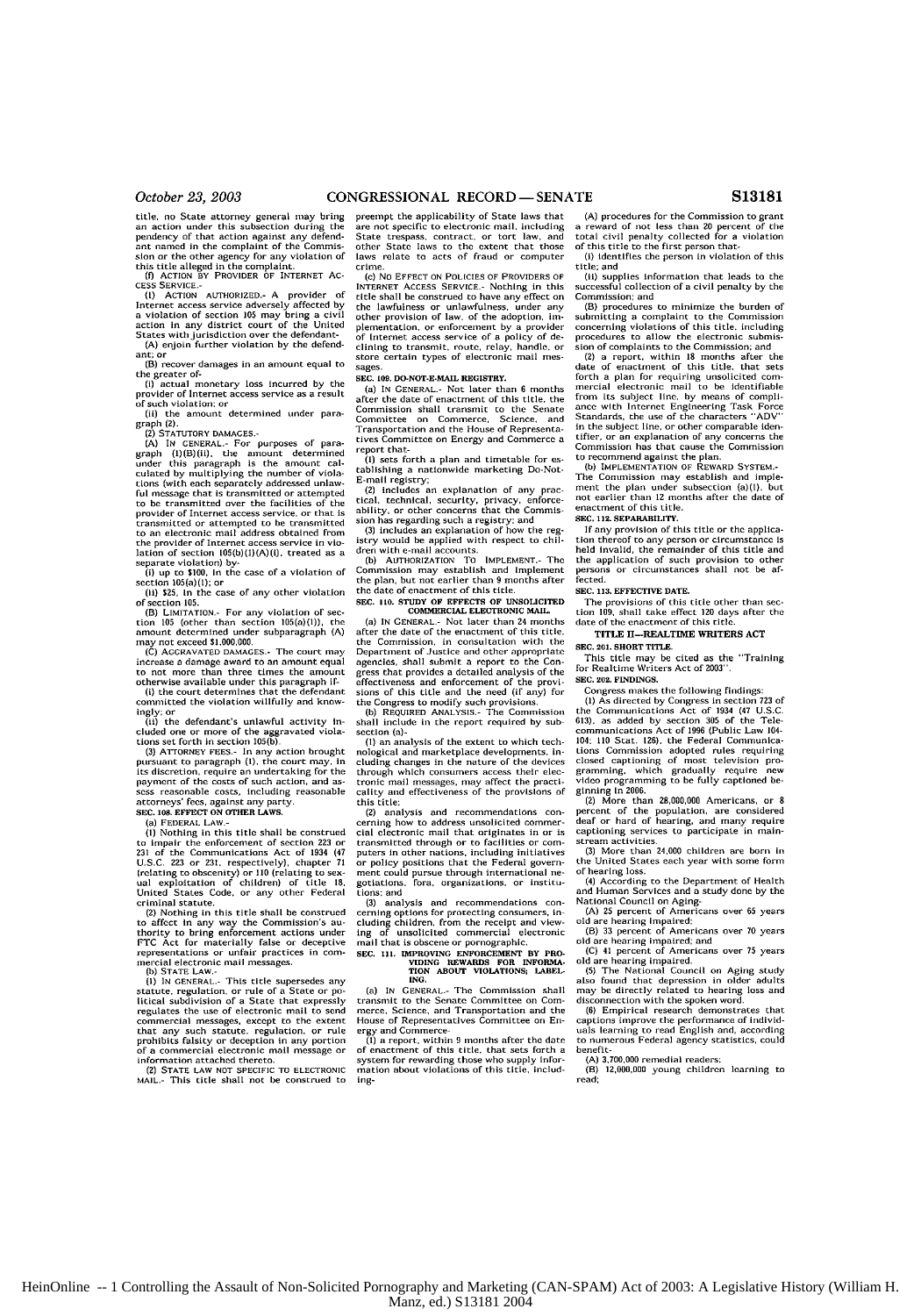title, no State attorney general may bring an action under this subsection during the pendency of that action against any defendant named in the complaint of the Commission or the other agency for any violation of this title alleged in the complaint.

(f) ACTION BY PROVIDER OF INTERNET ACCESS SERVICE.-

(1) ACTION AUTHORIZED.- A provider of Internet access service adversely affected by a violation of section 105 may bring a civil action in any district court of the United States with jurisdiction over the defendant-

(A) enjoin further violation by the defendant; or

(B) recover damages in an amount equal to the greater of-

(i) actual monetary loss incurred by the provider of Internet access service as a result of such violation; or

(ii) the amount determined under paragraph (2).

(2) STATUTORY DAMAGES.-

(A) IN GENERAL.- For purposes of paragraph (1)(B)(ii), the amount determined under this paragraph is the amount calculated by multiplying the number of violations (with each separately addressed unlawful message that is transmitted or attempted to be transmitted over the facilities of the provider of Internet access service, or that is transmitted or attempted to be transmitted to an electronic mail address obtained from the provider of Internet access service in violation of section 105(b)(1)(A)(i), treated as a separate violation) by-

(i) up to $100, in the case of a violation of section 105(a)(1); or

(ii) $25, in the case of any other violation of section 105.

(B) LIMITATION.- For any violation of section 105 (other than section 105(a)(1)), the amount determined under subparagraph (A) may not exceed $1,000,000.

(C) AGGRAVATED DAMAGES.- The court may increase a damage award to an amount equal to not more than three times the amount otherwise available under this paragraph if-

(i) the court determines that the defendant committed the violation willfully and knowingly; or

(ii) the defendant's unlawful activity included one or more of the aggravated violations set forth in section 105(b).

(3) ATTORNEY FEES.- In any action brought pursuant to paragraph (1), the court may, in its discretion, require an undertaking for the payment of the costs of such action, and assess reasonable costs, including reasonable attorneys' fees, against any party.

**SEC. 108. EFFECT ON OTHER LAWS.**

(a) FEDERAL LAW.-

(1) Nothing in this title shall be construed to impair the enforcement of section 223 or 231 of the Communications Act of 1934 (47 U.S.C. 223 or 231, respectively), chapter 71 (relating to obscenity) or 110 (relating to sexual exploitation of children) of title 18, United States Code, or any other Federal criminal statute.

(2) Nothing in this title shall be construed to affect in any way the Commission's authority to bring enforcement actions under FTC Act for materially false or deceptive representations or unfair practices in commercial electronic mail messages.

(b) STATE LAW.-

(1) IN GENERAL.- This title supersedes any statute, regulation, or rule of a State or political subdivision of a State that expressly regulates the use of electronic mail to send commercial messages, except to the extent that any such statute, regulation, or rule prohibits falsity or deception in any portion of a commercial electronic mail message or information attached thereto.

(2) STATE LAW NOT SPECIFIC TO ELECTRONIC MAIL.- This title shall not be construed to preempt the applicability of State laws that are not specific to electronic mail, including State trespass, contract, or tort law, and other State laws to the extent that those laws relate to acts of fraud or computer crime.

(c) NO EFFECT ON POLICIES OF PROVIDERS OF INTERNET ACCESS SERVICE.- Nothing in this title shall be construed to have any effect on the lawfulness or unlawfulness, under any other provision of law, of the adoption, implementation, or enforcement by a provider of Internet access service of a policy of declining to transmit, route, relay, handle, or store certain types of electronic mail messages.

**SEC. 109. DO-NOT-E-MAIL REGISTRY.**

(a) IN GENERAL.- Not later than 6 months after the date of enactment of this title, the Commission shall transmit to the Senate Committee on Commerce, Science, and Transportation and the House of Representatives Committee on Energy and Commerce a report that-

(1) sets forth a plan and timetable for establishing a nationwide marketing Do-Not-E-mail registry;

(2) includes an explanation of any practical, technical, security, privacy, enforceability, or other concerns that the Commission has regarding such a registry; and

(3) includes an explanation of how the registry would be applied with respect to children with e-mail accounts.

(b) AUTHORIZATION TO IMPLEMENT.- The Commission may establish and implement the plan, but not earlier than 9 months after the date of enactment of this title.

**SEC. 110. STUDY OF EFFECTS OF UNSOLICITED COMMERCIAL ELECTRONIC MAIL.**

(a) IN GENERAL.- Not later than 24 months after the date of the enactment of this title, the Commission, in consultation with the Department of Justice and other appropriate agencies, shall submit a report to the Congress that provides a detailed analysis of the effectiveness and enforcement of the provisions of this title and the need (if any) for the Congress to modify such provisions.

(b) REQUIRED ANALYSIS.- The Commission shall include in the report required by subsection (a)-

(1) an analysis of the extent to which technological and marketplace developments, including changes in the nature of the devices through which consumers access their electronic mail messages, may affect the practicality and effectiveness of the provisions of this title;

(2) analysis and recommendations concerning how to address unsolicited commercial electronic mail that originates in or is transmitted through or to facilities or computers in other nations, including initiatives or policy positions that the Federal government could pursue through international negotiations, fora, organizations, or institutions; and

(3) analysis and recommendations concerning options for protecting consumers, including children, from the receipt and viewing of unsolicited commercial electronic mail that is obscene or pornographic.

**SEC. 111. IMPROVING ENFORCEMENT BY PROVIDING REWARDS FOR INFORMATION ABOUT VIOLATIONS; LABELING.**

(a) IN GENERAL.- The Commission shall transmit to the Senate Committee on Commerce, Science, and Transportation and the House of Representatives Committee on Energy and Commerce-

(1) a report, within 9 months after the date of enactment of this title, that sets forth a system for rewarding those who supply information about violations of this title, including-

(A) procedures for the Commission to grant a reward of not less than 20 percent of the total civil penalty collected for a violation of this title to the first person that-

(i) identifies the person in violation of this title; and

(ii) supplies information that leads to the successful collection of a civil penalty by the Commission; and

(B) procedures to minimize the burden of submitting a complaint to the Commission concerning violations of this title, including procedures to allow the electronic submission of complaints to the Commission; and

(2) a report, within 18 months after the date of enactment of this title, that sets forth a plan for requiring unsolicited commercial electronic mail to be identifiable from its subject line, by means of compliance with Internet Engineering Task Force Standards, the use of the characters "ADV" in the subject line, or other comparable identifier, or an explanation of any concerns the Commission has that cause the Commission to recommend against the plan.

(b) IMPLEMENTATION OF REWARD SYSTEM.- The Commission may establish and implement the plan under subsection (a)(1), but not earlier than 12 months after the date of enactment of this title.

**SEC. 112. SEPARABILITY.**

If any provision of this title or the application thereof to any person or circumstance is held invalid, the remainder of this title and the application of such provision to other persons or circumstances shall not be affected.

**SEC. 113. EFFECTIVE DATE.**

The provisions of this title other than section 109, shall take effect 120 days after the date of the enactment of this title.

## TITLE II—REALTIME WRITERS ACT

**SEC. 201. SHORT TITLE.**

This title may be cited as the "Training for Realtime Writers Act of 2003".

**SEC. 202. FINDINGS.**

Congress makes the following findings:

(1) As directed by Congress in section 723 of the Communications Act of 1934 (47 U.S.C. 613), as added by section 305 of the Telecommunications Act of 1996 (Public Law 104-104; 110 Stat. 126), the Federal Communications Commission adopted rules requiring closed captioning of most television programming, which gradually require new video programming to be fully captioned beginning in 2006.

(2) More than 28,000,000 Americans, or 8 percent of the population, are considered deaf or hard of hearing, and many require captioning services to participate in mainstream activities.

(3) More than 24,000 children are born in the United States each year with some form of hearing loss.

(4) According to the Department of Health and Human Services and a study done by the National Council on Aging-

(A) 25 percent of Americans over 65 years old are hearing impaired;

(B) 33 percent of Americans over 70 years old are hearing impaired; and

(C) 41 percent of Americans over 75 years old are hearing impaired.

(5) The National Council on Aging study also found that depression in older adults may be directly related to hearing loss and disconnection with the spoken word.

(6) Empirical research demonstrates that captions improve the performance of individuals learning to read English and, according to numerous Federal agency statistics, could benefit-

(A) 3,700,000 remedial readers;

(B) 12,000,000 young children learning to read;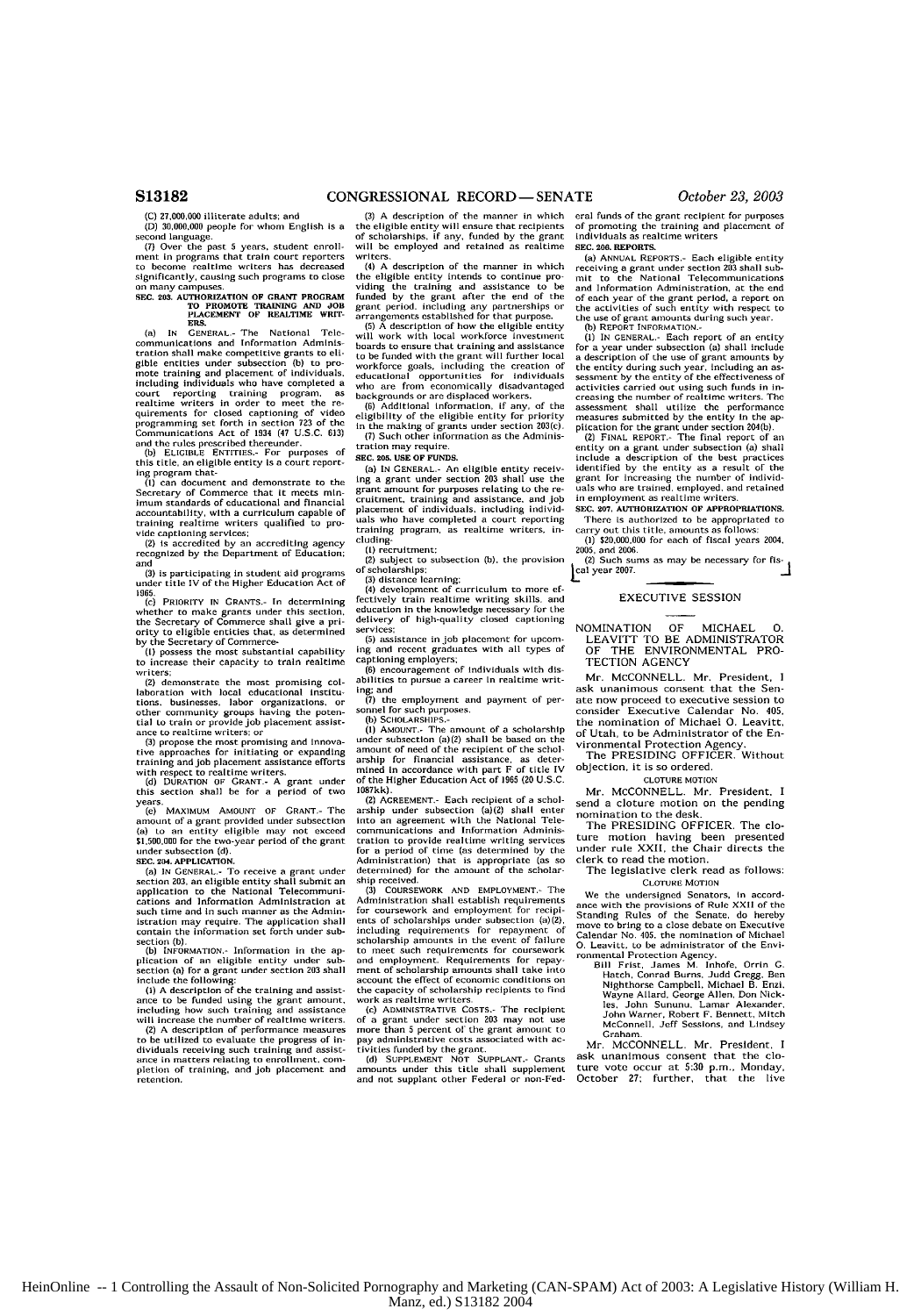(C) 27,000,000 illiterate adults; and

(D) 30,000,000 people for whom English is a second language.

(7) Over the past 5 years, student enrollment in programs that train court reporters to become realtime writers has decreased significantly, causing such programs to close on many campuses.

**SEC. 203. AUTHORIZATION OF GRANT PROGRAM TO PROMOTE TRAINING AND JOB PLACEMENT OF REALTIME WRITERS.**

(a) IN GENERAL.- The National Telecommunications and Information Administration shall make competitive grants to eligible entities under subsection (b) to promote training and placement of individuals, including individuals who have completed a court reporting training program, as realtime writers in order to meet the requirements for closed captioning of video programming set forth in section 723 of the Communications Act of 1934 (47 U.S.C. 613) and the rules prescribed thereunder.

(b) ELIGIBLE ENTITIES.- For purposes of this title, an eligible entity is a court reporting program that-

(1) can document and demonstrate to the Secretary of Commerce that it meets minimum standards of educational and financial accountability, with a curriculum capable of training realtime writers qualified to provide captioning services;

(2) is accredited by an accrediting agency recognized by the Department of Education; and

(3) is participating in student aid programs under title IV of the Higher Education Act of 1965.

(c) PRIORITY IN GRANTS.- In determining whether to make grants under this section, the Secretary of Commerce shall give a priority to eligible entities that, as determined by the Secretary of Commerce-

(1) possess the most substantial capability to increase their capacity to train realtime writers;

(2) demonstrate the most promising collaboration with local educational institutions, businesses, labor organizations, or other community groups having the potential to train or provide job placement assistance to realtime writers; or

(3) propose the most promising and innovative approaches for initiating or expanding training and job placement assistance efforts with respect to realtime writers.

(d) DURATION OF GRANT.- A grant under this section shall be for a period of two years.

(e) MAXIMUM AMOUNT OF GRANT.- The amount of a grant provided under subsection (a) to an entity eligible may not exceed $1,500,000 for the two-year period of the grant under subsection (d).

**SEC. 204. APPLICATION.**

(a) IN GENERAL.- To receive a grant under section 203, an eligible entity shall submit an application to the National Telecommunications and Information Administration at such time and in such manner as the Administration may require. The application shall contain the information set forth under subsection (b).

(b) INFORMATION.- Information in the application of an eligible entity under subsection (a) for a grant under section 203 shall include the following:

(1) A description of the training and assistance to be funded using the grant amount, including how such training and assistance will increase the number of realtime writers.

(2) A description of performance measures to be utilized to evaluate the progress of individuals receiving such training and assistance in matters relating to enrollment, completion of training, and job placement and retention.

(3) A description of the manner in which the eligible entity will ensure that recipients of scholarships, if any, funded by the grant will be employed and retained as realtime writers.

(4) A description of the manner in which the eligible entity intends to continue providing the training and assistance to be funded by the grant after the end of the grant period, including any partnerships or arrangements established for that purpose.

(5) A description of how the eligible entity will work with local workforce investment boards to ensure that training and assistance to be funded with the grant will further local workforce goals, including the creation of educational opportunities for individuals who are from economically disadvantaged backgrounds or are displaced workers.

(6) Additional information, if any, of the eligibility of the eligible entity for priority in the making of grants under section 203(c).

(7) Such other information as the Administration may require.

**SEC. 205. USE OF FUNDS.**

(a) IN GENERAL.- An eligible entity receiving a grant under section 203 shall use the grant amount for purposes relating to the recruitment, training and assistance, and job placement of individuals, including individuals who have completed a court reporting training program, as realtime writers, including-

(1) recruitment;

(2) subject to subsection (b), the provision of scholarships;

(3) distance learning;

(4) development of curriculum to more effectively train realtime writing skills, and education in the knowledge necessary for the delivery of high-quality closed captioning services;

(5) assistance in job placement for upcoming and recent graduates with all types of captioning employers;

(6) encouragement of individuals with disabilities to pursue a career in realtime writing; and

(7) the employment and payment of personnel for such purposes.

(b) SCHOLARSHIPS.-

(1) AMOUNT.- The amount of a scholarship under subsection (a)(2) shall be based on the amount of need of the recipient of the scholarship for financial assistance, as determined in accordance with part F of title IV of the Higher Education Act of 1965 (20 U.S.C. 1087kk).

(2) AGREEMENT.- Each recipient of a scholarship under subsection (a)(2) shall enter into an agreement with the National Telecommunications and Information Administration to provide realtime writing services for a period of time (as determined by the Administration) that is appropriate (as so determined) for the amount of the scholarship received.

(3) COURSEWORK AND EMPLOYMENT.- The Administration shall establish requirements for coursework and employment for recipients of scholarships under subsection (a)(2), including requirements for repayment of scholarship amounts in the event of failure to meet such requirements for coursework and employment. Requirements for repayment of scholarship amounts shall take into account the effect of economic conditions on the capacity of scholarship recipients to find work as realtime writers.

(c) ADMINISTRATIVE COSTS.- The recipient of a grant under section 203 may not use more than 5 percent of the grant amount to pay administrative costs associated with activities funded by the grant.

(d) SUPPLEMENT NOT SUPPLANT.- Grants amounts under this title shall supplement and not supplant other Federal or non-Federal funds of the grant recipient for purposes of promoting the training and placement of individuals as realtime writers.

**SEC. 206. REPORTS.**

(a) ANNUAL REPORTS.- Each eligible entity receiving a grant under section 203 shall submit to the National Telecommunications and Information Administration, at the end of each year of the grant period, a report on the activities of such entity with respect to the use of grant amounts during such year.

(b) REPORT INFORMATION.-

(1) IN GENERAL.- Each report of an entity for a year under subsection (a) shall include a description of the use of grant amounts by the entity during such year, including an assessment by the entity of the effectiveness of activities carried out using such funds in increasing the number of realtime writers. The assessment shall utilize the performance measures submitted by the entity in the application for the grant under section 204(b).

(2) FINAL REPORT.- The final report of an entity on a grant under subsection (a) shall include a description of the best practices identified by the entity as a result of the grant for increasing the number of individuals who are trained, employed, and retained in employment as realtime writers.

**SEC. 207. AUTHORIZATION OF APPROPRIATIONS.**

There is authorized to be appropriated to carry out this title, amounts as follows:

(1) $20,000,000 for each of fiscal years 2004, 2005, and 2006.

(2) Such sums as may be necessary for fiscal year 2007.

## EXECUTIVE SESSION

### NOMINATION OF MICHAEL O. LEAVITT TO BE ADMINISTRATOR OF THE ENVIRONMENTAL PROTECTION AGENCY

Mr. MCCONNELL. Mr. President, I ask unanimous consent that the Senate now proceed to executive session to consider Executive Calendar No. 405, the nomination of Michael O. Leavitt, of Utah, to be Administrator of the Environmental Protection Agency.

The PRESIDING OFFICER. Without objection, it is so ordered.

CLOTURE MOTION

Mr. MCCONNELL. Mr. President, I send a cloture motion on the pending nomination to the desk.

The PRESIDING OFFICER. The cloture motion having been presented under rule XXII, the Chair directs the clerk to read the motion.

The legislative clerk read as follows:

CLOTURE MOTION

We the undersigned Senators, in accordance with the provisions of Rule XXII of the Standing Rules of the Senate, do hereby move to bring to a close debate on Executive Calendar No. 405, the nomination of Michael O. Leavitt, to be administrator of the Environmental Protection Agency.

Bill Frist, James M. Inhofe, Orrin G. Hatch, Conrad Burns, Judd Gregg, Ben Nighthorse Campbell, Michael B. Enzi, Wayne Allard, George Allen, Don Nickles, John Sununu, Lamar Alexander, John Warner, Robert F. Bennett, Mitch McConnell, Jeff Sessions, and Lindsey Graham.

Mr. MCCONNELL. Mr. President, I ask unanimous consent that the cloture vote occur at 5:30 p.m., Monday, October 27; further, that the live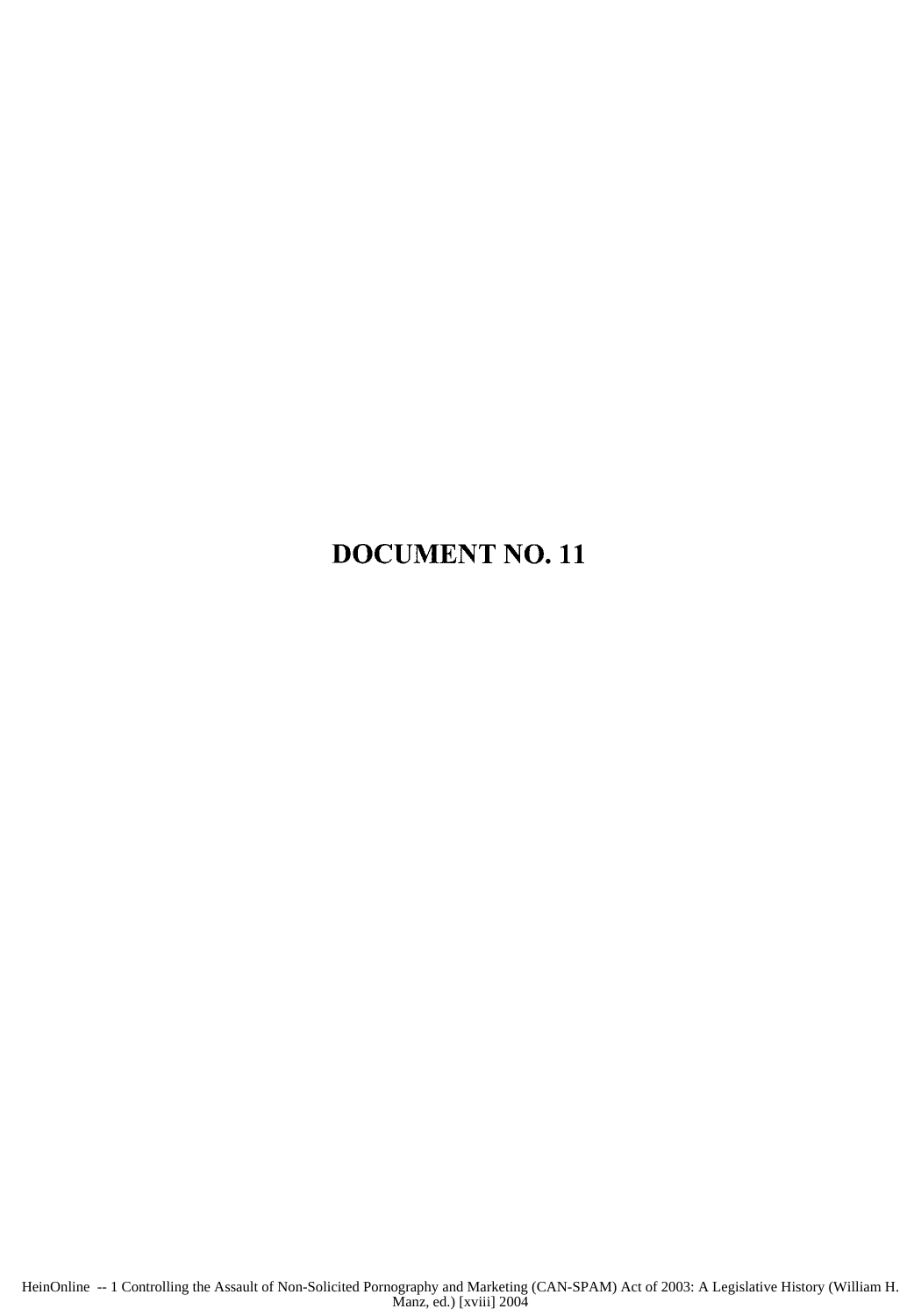# DOCUMENT NO. 11